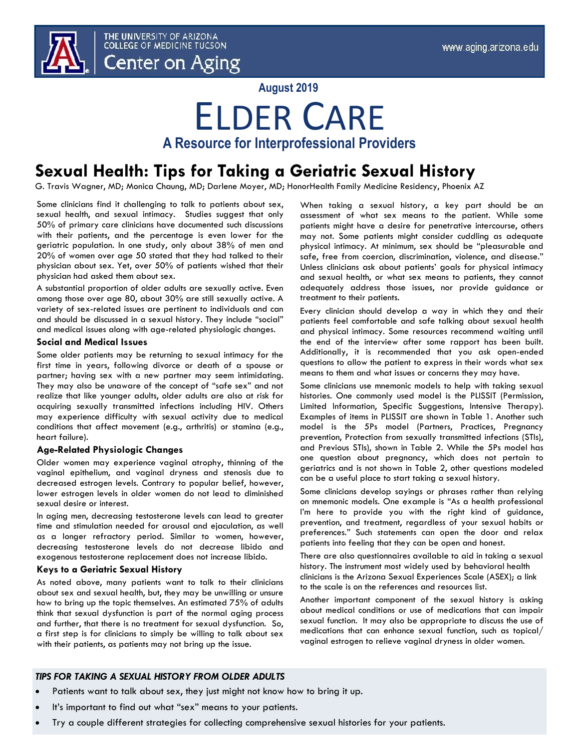THE UNIVERSITY OF ARIZONA
COLLEGE OF MEDICINE TUCSON
Center on Aging

www.aging.arizona.edu

August 2019

# ELDER CARE

## A Resource for Interprofessional Providers

# Sexual Health: Tips for Taking a Geriatric Sexual History

G. Travis Wagner, MD; Monica Chaung, MD; Darlene Moyer, MD; HonorHealth Family Medicine Residency, Phoenix AZ

Some clinicians find it challenging to talk to patients about sex, sexual health, and sexual intimacy. Studies suggest that only 50% of primary care clinicians have documented such discussions with their patients, and the percentage is even lower for the geriatric population. In one study, only about 38% of men and 20% of women over age 50 stated that they had talked to their physician about sex. Yet, over 50% of patients wished that their physician had asked them about sex.

A substantial proportion of older adults are sexually active. Even among those over age 80, about 30% are still sexually active. A variety of sex-related issues are pertinent to individuals and can and should be discussed in a sexual history. They include "social" and medical issues along with age-related physiologic changes.

### Social and Medical Issues

Some older patients may be returning to sexual intimacy for the first time in years, following divorce or death of a spouse or partner; having sex with a new partner may seem intimidating. They may also be unaware of the concept of "safe sex" and not realize that like younger adults, older adults are also at risk for acquiring sexually transmitted infections including HIV. Others may experience difficulty with sexual activity due to medical conditions that affect movement (e.g., arthritis) or stamina (e.g., heart failure).

### Age-Related Physiologic Changes

Older women may experience vaginal atrophy, thinning of the vaginal epithelium, and vaginal dryness and stenosis due to decreased estrogen levels. Contrary to popular belief, however, lower estrogen levels in older women do not lead to diminished sexual desire or interest.

In aging men, decreasing testosterone levels can lead to greater time and stimulation needed for arousal and ejaculation, as well as a longer refractory period. Similar to women, however, decreasing testosterone levels do not decrease libido and exogenous testosterone replacement does not increase libido.

### Keys to a Geriatric Sexual History

As noted above, many patients want to talk to their clinicians about sex and sexual health, but, they may be unwilling or unsure how to bring up the topic themselves. An estimated 75% of adults think that sexual dysfunction is part of the normal aging process and further, that there is no treatment for sexual dysfunction. So, a first step is for clinicians to simply be willing to talk about sex with their patients, as patients may not bring up the issue.

When taking a sexual history, a key part should be an assessment of what sex means to the patient. While some patients might have a desire for penetrative intercourse, others may not. Some patients might consider cuddling as adequate physical intimacy. At minimum, sex should be "pleasurable and safe, free from coercion, discrimination, violence, and disease." Unless clinicians ask about patients' goals for physical intimacy and sexual health, or what sex means to patients, they cannot adequately address those issues, nor provide guidance or treatment to their patients.

Every clinician should develop a way in which they and their patients feel comfortable and safe talking about sexual health and physical intimacy. Some resources recommend waiting until the end of the interview after some rapport has been built. Additionally, it is recommended that you ask open-ended questions to allow the patient to express in their words what sex means to them and what issues or concerns they may have.

Some clinicians use mnemonic models to help with taking sexual histories. One commonly used model is the PLISSIT (Permission, Limited Information, Specific Suggestions, Intensive Therapy). Examples of items in PLISSIT are shown in Table 1. Another such model is the 5Ps model (Partners, Practices, Pregnancy prevention, Protection from sexually transmitted infections (STIs), and Previous STIs), shown in Table 2. While the 5Ps model has one question about pregnancy, which does not pertain to geriatrics and is not shown in Table 2, other questions modeled can be a useful place to start taking a sexual history.

Some clinicians develop sayings or phrases rather than relying on mnemonic models. One example is "As a health professional I'm here to provide you with the right kind of guidance, prevention, and treatment, regardless of your sexual habits or preferences." Such statements can open the door and relax patients into feeling that they can be open and honest.

There are also questionnaires available to aid in taking a sexual history. The instrument most widely used by behavioral health clinicians is the Arizona Sexual Experiences Scale (ASEX); a link to the scale is on the references and resources list.

Another important component of the sexual history is asking about medical conditions or use of medications that can impair sexual function. It may also be appropriate to discuss the use of medications that can enhance sexual function, such as topical/vaginal estrogen to relieve vaginal dryness in older women.

### *TIPS FOR TAKING A SEXUAL HISTORY FROM OLDER ADULTS*

- Patients want to talk about sex, they just might not know how to bring it up.
- It's important to find out what "sex" means to your patients.
- Try a couple different strategies for collecting comprehensive sexual histories for your patients.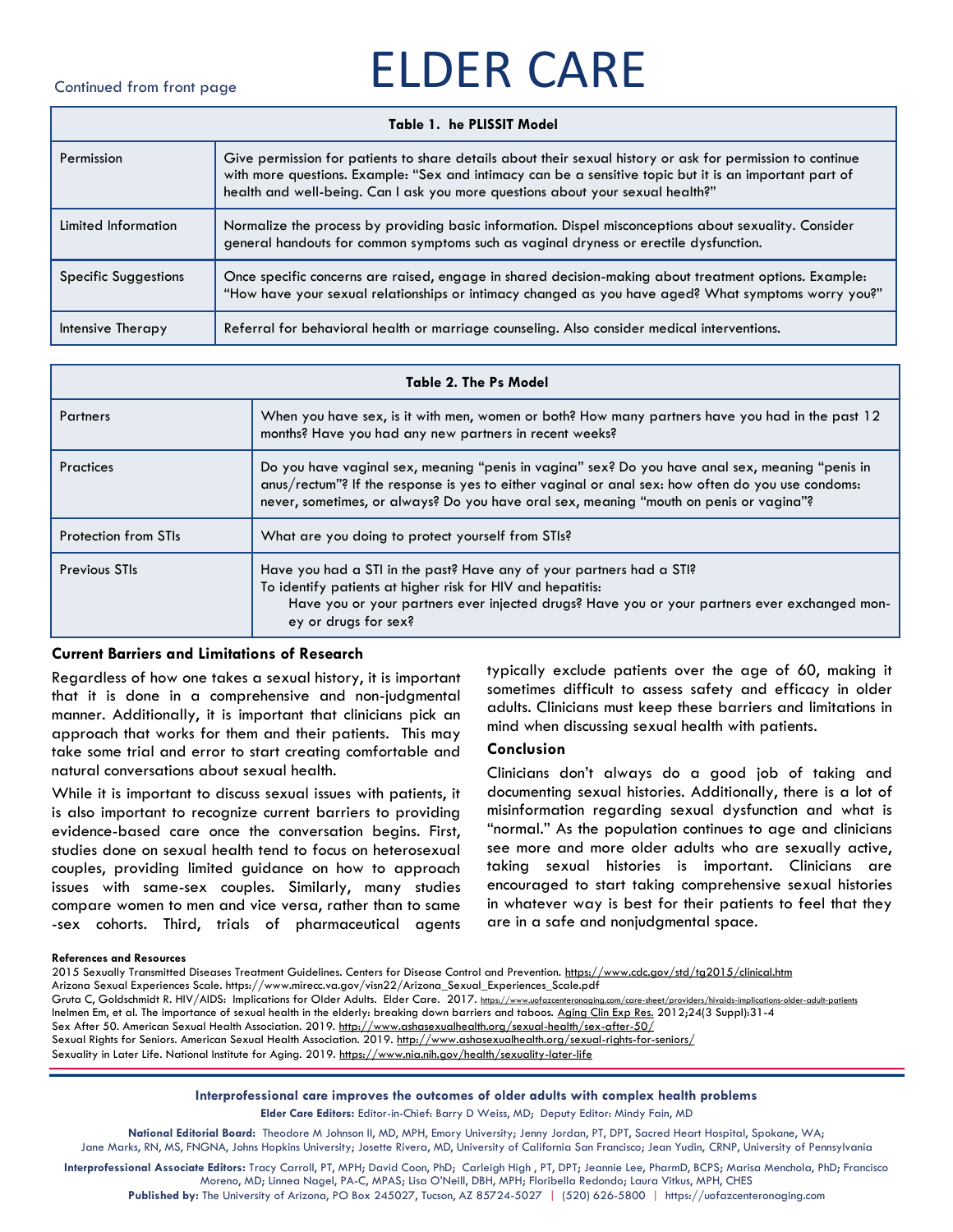# ELDER CARE

Continued from front page

| Table 1. he PLISSIT Model | |
|---|---|
| Permission | Give permission for patients to share details about their sexual history or ask for permission to continue with more questions. Example: "Sex and intimacy can be a sensitive topic but it is an important part of health and well-being. Can I ask you more questions about your sexual health?" |
| Limited Information | Normalize the process by providing basic information. Dispel misconceptions about sexuality. Consider general handouts for common symptoms such as vaginal dryness or erectile dysfunction. |
| Specific Suggestions | Once specific concerns are raised, engage in shared decision-making about treatment options. Example: "How have your sexual relationships or intimacy changed as you have aged? What symptoms worry you?" |
| Intensive Therapy | Referral for behavioral health or marriage counseling. Also consider medical interventions. |

| Table 2. The Ps Model | |
|---|---|
| Partners | When you have sex, is it with men, women or both? How many partners have you had in the past 12 months? Have you had any new partners in recent weeks? |
| Practices | Do you have vaginal sex, meaning "penis in vagina" sex? Do you have anal sex, meaning "penis in anus/rectum"? If the response is yes to either vaginal or anal sex: how often do you use condoms: never, sometimes, or always? Do you have oral sex, meaning "mouth on penis or vagina"? |
| Protection from STIs | What are you doing to protect yourself from STIs? |
| Previous STIs | Have you had a STI in the past? Have any of your partners had a STI? To identify patients at higher risk for HIV and hepatitis: Have you or your partners ever injected drugs? Have you or your partners ever exchanged money or drugs for sex? |

### Current Barriers and Limitations of Research

Regardless of how one takes a sexual history, it is important that it is done in a comprehensive and non-judgmental manner. Additionally, it is important that clinicians pick an approach that works for them and their patients. This may take some trial and error to start creating comfortable and natural conversations about sexual health.

While it is important to discuss sexual issues with patients, it is also important to recognize current barriers to providing evidence-based care once the conversation begins. First, studies done on sexual health tend to focus on heterosexual couples, providing limited guidance on how to approach issues with same-sex couples. Similarly, many studies compare women to men and vice versa, rather than to same-sex cohorts. Third, trials of pharmaceutical agents typically exclude patients over the age of 60, making it sometimes difficult to assess safety and efficacy in older adults. Clinicians must keep these barriers and limitations in mind when discussing sexual health with patients.

### Conclusion

Clinicians don't always do a good job of taking and documenting sexual histories. Additionally, there is a lot of misinformation regarding sexual dysfunction and what is "normal." As the population continues to age and clinicians see more and more older adults who are sexually active, taking sexual histories is important. Clinicians are encouraged to start taking comprehensive sexual histories in whatever way is best for their patients to feel that they are in a safe and nonjudgmental space.

#### References and Resources

2015 Sexually Transmitted Diseases Treatment Guidelines. Centers for Disease Control and Prevention. https://www.cdc.gov/std/tg2015/clinical.htm

Arizona Sexual Experiences Scale. https://www.mirecc.va.gov/visn22/Arizona_Sexual_Experiences_Scale.pdf

Gruta C, Goldschmidt R. HIV/AIDS: Implications for Older Adults. Elder Care. 2017. https://www.uofazcenteronaging.com/care-sheet/providers/hivaids-implications-older-adult-patients

Inelmen Em, et al. The importance of sexual health in the elderly: breaking down barriers and taboos. Aging Clin Exp Res. 2012;24(3 Suppl):31-4

Sex After 50. American Sexual Health Association. 2019. http://www.ashasexualhealth.org/sexual-health/sex-after-50/

Sexual Rights for Seniors. American Sexual Health Association. 2019. http://www.ashasexualhealth.org/sexual-rights-for-seniors/

Sexuality in Later Life. National Institute for Aging. 2019. https://www.nia.nih.gov/health/sexuality-later-life

**Interprofessional care improves the outcomes of older adults with complex health problems**

**Elder Care Editors:** Editor-in-Chief: Barry D Weiss, MD; Deputy Editor: Mindy Fain, MD

**National Editorial Board:** Theodore M Johnson II, MD, MPH, Emory University; Jenny Jordan, PT, DPT, Sacred Heart Hospital, Spokane, WA; Jane Marks, RN, MS, FNGNA, Johns Hopkins University; Josette Rivera, MD, University of California San Francisco; Jean Yudin, CRNP, University of Pennsylvania

**Interprofessional Associate Editors:** Tracy Carroll, PT, MPH; David Coon, PhD; Carleigh High , PT, DPT; Jeannie Lee, PharmD, BCPS; Marisa Menchola, PhD; Francisco Moreno, MD; Linnea Nagel, PA-C, MPAS; Lisa O'Neill, DBH, MPH; Floribella Redondo; Laura Vitkus, MPH, CHES

**Published by:** The University of Arizona, PO Box 245027, Tucson, AZ 85724-5027 | (520) 626-5800 | https://uofazcenteronaging.com